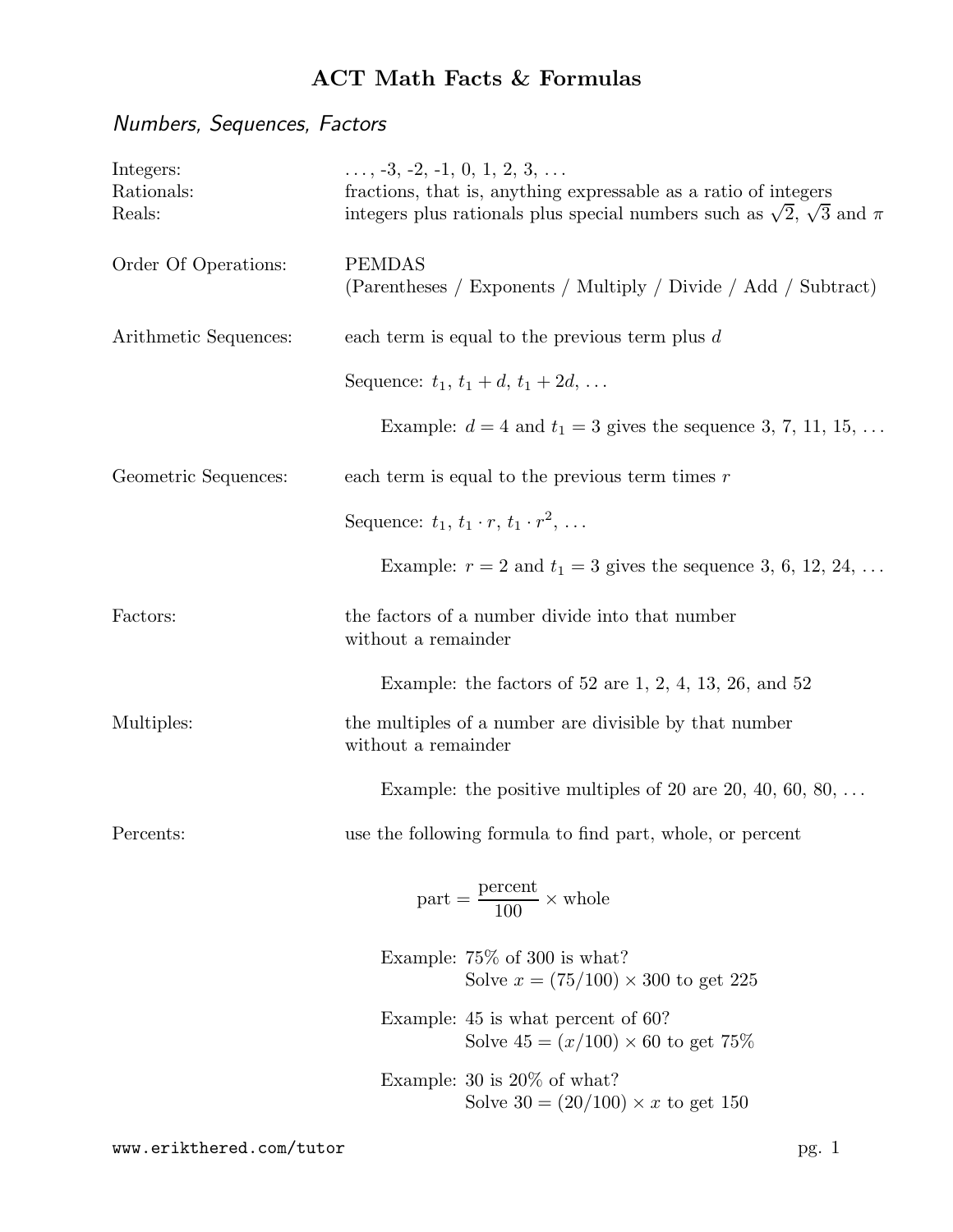# ACT Math Facts & Formulas

## *Numbers, Sequences, Factors*

Integers: ..., -3, -2, -1, 0, 1, 2, 3, ...

Rationals: fractions, that is, anything expressable as a ratio of integers

Reals: integers plus rationals plus special numbers such as $\sqrt{2}$, $\sqrt{3}$ and $\pi$

Order Of Operations: PEMDAS
(Parentheses / Exponents / Multiply / Divide / Add / Subtract)

Arithmetic Sequences: each term is equal to the previous term plus $d$

Sequence: $t_1$, $t_1 + d$, $t_1 + 2d$, ...

Example: $d = 4$ and $t_1 = 3$ gives the sequence 3, 7, 11, 15, ...

Geometric Sequences: each term is equal to the previous term times $r$

Sequence: $t_1$, $t_1 \cdot r$, $t_1 \cdot r^2$, ...

Example: $r = 2$ and $t_1 = 3$ gives the sequence 3, 6, 12, 24, ...

Factors: the factors of a number divide into that number without a remainder

Example: the factors of 52 are 1, 2, 4, 13, 26, and 52

Multiples: the multiples of a number are divisible by that number without a remainder

Example: the positive multiples of 20 are 20, 40, 60, 80, ...

Percents: use the following formula to find part, whole, or percent

$$\text{part} = \frac{\text{percent}}{100} \times \text{whole}$$

Example: 75% of 300 is what?
Solve $x = (75/100) \times 300$ to get 225

Example: 45 is what percent of 60?
Solve $45 = (x/100) \times 60$ to get 75%

Example: 30 is 20% of what?
Solve $30 = (20/100) \times x$ to get 150

www.erikthered.com/tutor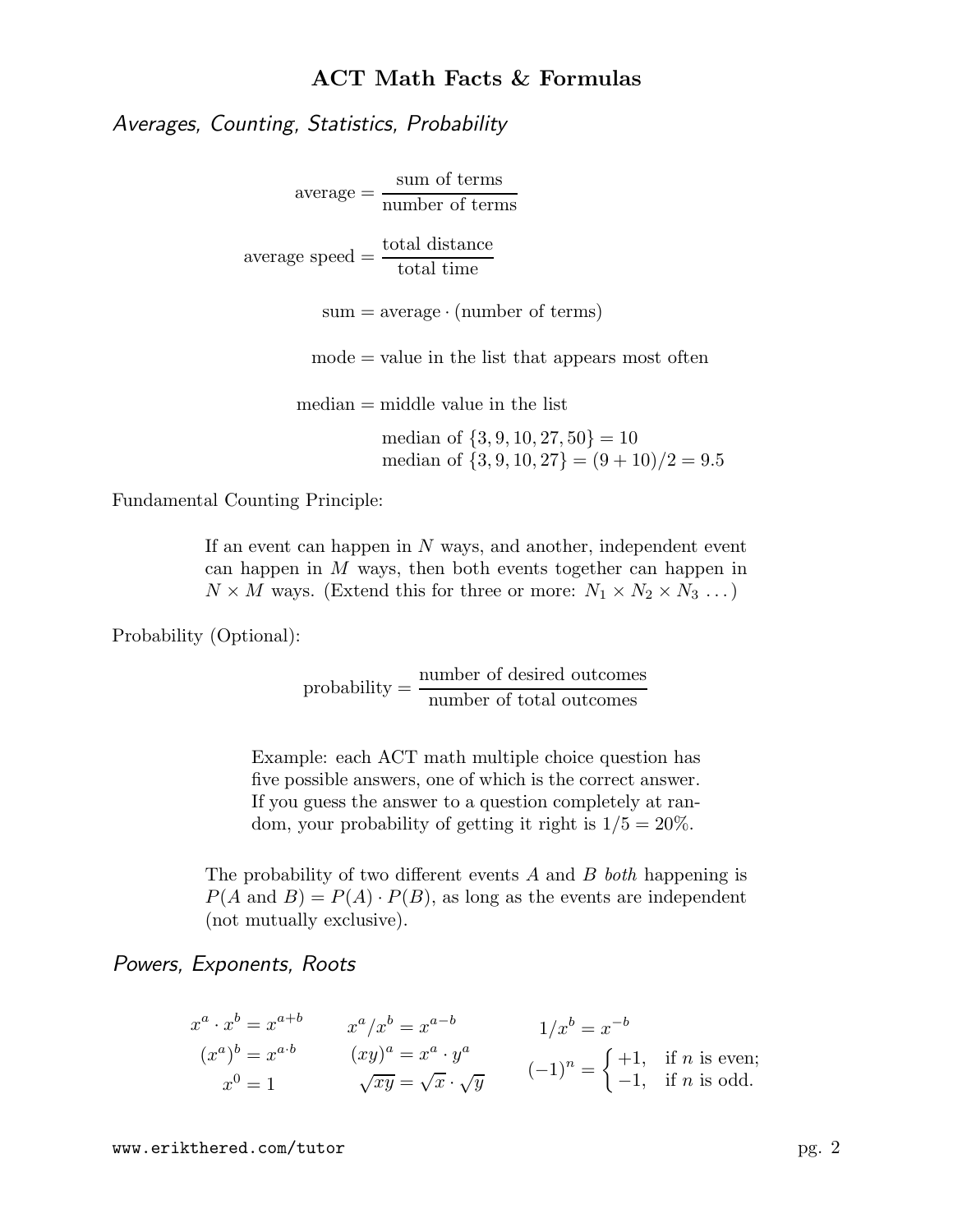## Averages, Counting, Statistics, Probability

$$\text{average} = \frac{\text{sum of terms}}{\text{number of terms}}$$

$$\text{average speed} = \frac{\text{total distance}}{\text{total time}}$$

$$\text{sum} = \text{average} \cdot (\text{number of terms})$$

$$\text{mode} = \text{value in the list that appears most often}$$

$$\text{median} = \text{middle value in the list}$$

median of $\{3, 9, 10, 27, 50\} = 10$
median of $\{3, 9, 10, 27\} = (9 + 10)/2 = 9.5$

Fundamental Counting Principle:

> If an event can happen in $N$ ways, and another, independent event can happen in $M$ ways, then both events together can happen in $N \times M$ ways. (Extend this for three or more: $N_1 \times N_2 \times N_3 \ldots$)

Probability (Optional):

$$\text{probability} = \frac{\text{number of desired outcomes}}{\text{number of total outcomes}}$$

> Example: each ACT math multiple choice question has five possible answers, one of which is the correct answer. If you guess the answer to a question completely at random, your probability of getting it right is $1/5 = 20\%$.

> The probability of two different events $A$ and $B$ *both* happening is $P(A \text{ and } B) = P(A) \cdot P(B)$, as long as the events are independent (not mutually exclusive).

## Powers, Exponents, Roots

$$x^a \cdot x^b = x^{a+b} \qquad x^a / x^b = x^{a-b} \qquad 1/x^b = x^{-b}$$

$$(x^a)^b = x^{a \cdot b} \qquad (xy)^a = x^a \cdot y^a \qquad (-1)^n = \begin{cases} +1, & \text{if } n \text{ is even;} \\ -1, & \text{if } n \text{ is odd.} \end{cases}$$

$$x^0 = 1 \qquad \sqrt{xy} = \sqrt{x} \cdot \sqrt{y}$$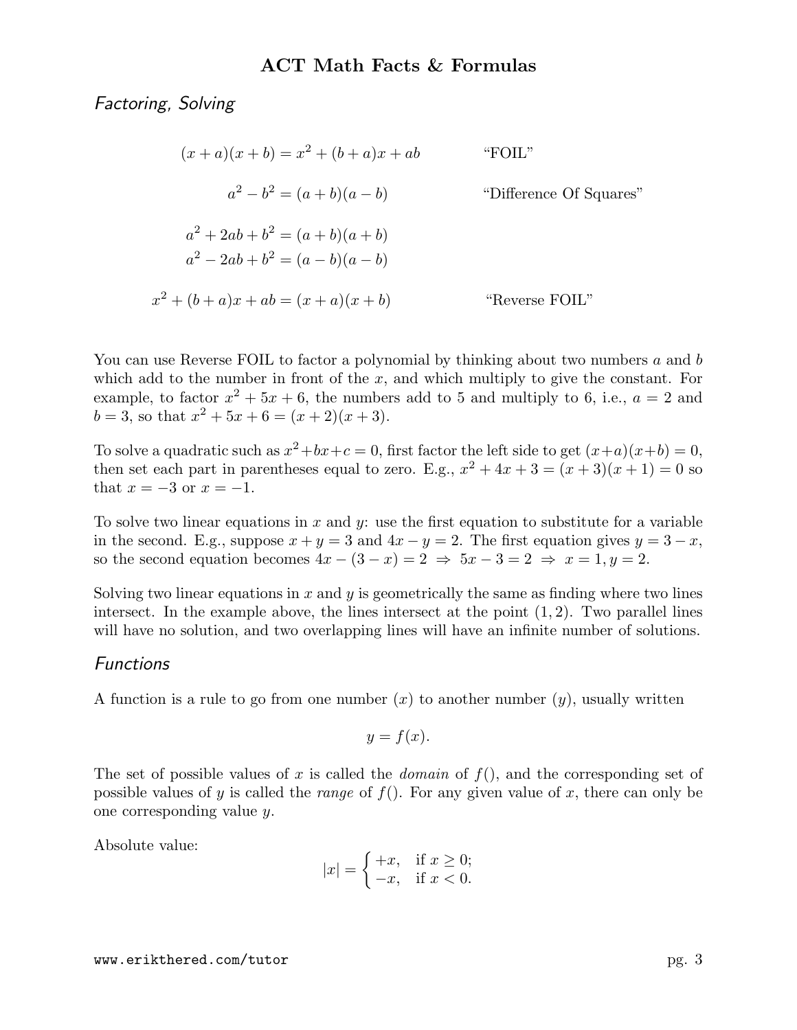# ACT Math Facts & Formulas

## Factoring, Solving

$$(x + a)(x + b) = x^2 + (b + a)x + ab \qquad \text{“FOIL”}$$

$$a^2 - b^2 = (a + b)(a - b) \qquad \text{“Difference Of Squares”}$$

$$a^2 + 2ab + b^2 = (a + b)(a + b)$$
$$a^2 - 2ab + b^2 = (a - b)(a - b)$$

$$x^2 + (b + a)x + ab = (x + a)(x + b) \qquad \text{“Reverse FOIL”}$$

You can use Reverse FOIL to factor a polynomial by thinking about two numbers $a$ and $b$ which add to the number in front of the $x$, and which multiply to give the constant. For example, to factor $x^2 + 5x + 6$, the numbers add to 5 and multiply to 6, i.e., $a = 2$ and $b = 3$, so that $x^2 + 5x + 6 = (x + 2)(x + 3)$.

To solve a quadratic such as $x^2+bx+c = 0$, first factor the left side to get $(x+a)(x+b) = 0$, then set each part in parentheses equal to zero. E.g., $x^2 + 4x + 3 = (x + 3)(x + 1) = 0$ so that $x = -3$ or $x = -1$.

To solve two linear equations in $x$ and $y$: use the first equation to substitute for a variable in the second. E.g., suppose $x + y = 3$ and $4x - y = 2$. The first equation gives $y = 3 - x$, so the second equation becomes $4x - (3 - x) = 2 \Rightarrow 5x - 3 = 2 \Rightarrow x = 1, y = 2$.

Solving two linear equations in $x$ and $y$ is geometrically the same as finding where two lines intersect. In the example above, the lines intersect at the point $(1, 2)$. Two parallel lines will have no solution, and two overlapping lines will have an infinite number of solutions.

## Functions

A function is a rule to go from one number ($x$) to another number ($y$), usually written

$$y = f(x).$$

The set of possible values of $x$ is called the *domain* of $f()$, and the corresponding set of possible values of $y$ is called the *range* of $f()$. For any given value of $x$, there can only be one corresponding value $y$.

Absolute value:

$$|x| = \begin{cases} +x, & \text{if } x \geq 0; \\ -x, & \text{if } x < 0. \end{cases}$$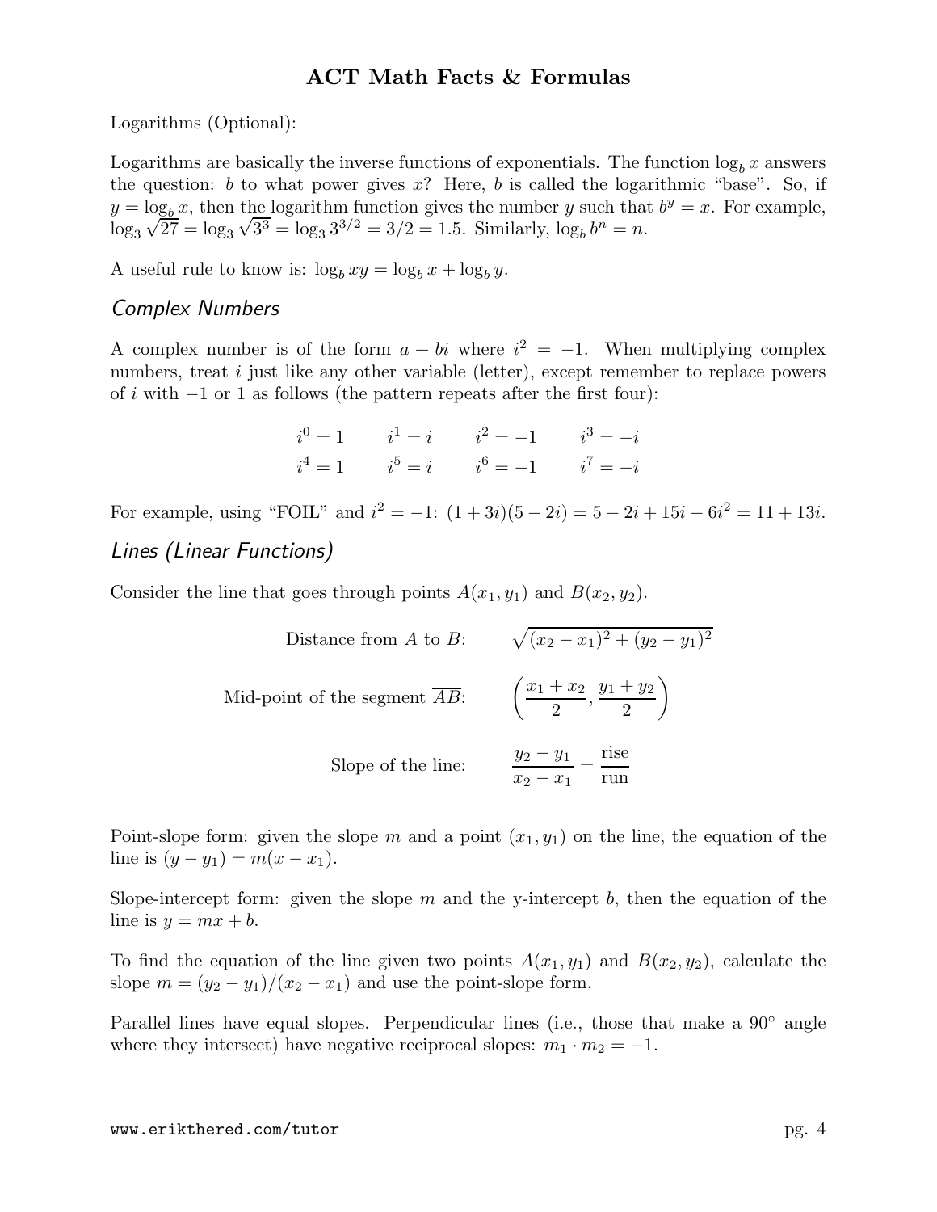Logarithms (Optional):

Logarithms are basically the inverse functions of exponentials. The function $\log_b x$ answers the question: $b$ to what power gives $x$? Here, $b$ is called the logarithmic "base". So, if $y = \log_b x$, then the logarithm function gives the number $y$ such that $b^y = x$. For example, $\log_3 \sqrt{27} = \log_3 \sqrt{3^3} = \log_3 3^{3/2} = 3/2 = 1.5$. Similarly, $\log_b b^n = n$.

A useful rule to know is: $\log_b xy = \log_b x + \log_b y$.

## *Complex Numbers*

A complex number is of the form $a + bi$ where $i^2 = -1$. When multiplying complex numbers, treat $i$ just like any other variable (letter), except remember to replace powers of $i$ with $-1$ or $1$ as follows (the pattern repeats after the first four):

$$
\begin{array}{cccc}
i^0 = 1 & i^1 = i & i^2 = -1 & i^3 = -i \\
i^4 = 1 & i^5 = i & i^6 = -1 & i^7 = -i
\end{array}
$$

For example, using "FOIL" and $i^2 = -1$: $(1 + 3i)(5 - 2i) = 5 - 2i + 15i - 6i^2 = 11 + 13i$.

## *Lines (Linear Functions)*

Consider the line that goes through points $A(x_1, y_1)$ and $B(x_2, y_2)$.

Distance from $A$ to $B$: $\sqrt{(x_2 - x_1)^2 + (y_2 - y_1)^2}$

Mid-point of the segment $\overline{AB}$: $\left(\dfrac{x_1 + x_2}{2}, \dfrac{y_1 + y_2}{2}\right)$

Slope of the line: $\dfrac{y_2 - y_1}{x_2 - x_1} = \dfrac{\text{rise}}{\text{run}}$

Point-slope form: given the slope $m$ and a point $(x_1, y_1)$ on the line, the equation of the line is $(y - y_1) = m(x - x_1)$.

Slope-intercept form: given the slope $m$ and the y-intercept $b$, then the equation of the line is $y = mx + b$.

To find the equation of the line given two points $A(x_1, y_1)$ and $B(x_2, y_2)$, calculate the slope $m = (y_2 - y_1)/(x_2 - x_1)$ and use the point-slope form.

Parallel lines have equal slopes. Perpendicular lines (i.e., those that make a $90^\circ$ angle where they intersect) have negative reciprocal slopes: $m_1 \cdot m_2 = -1$.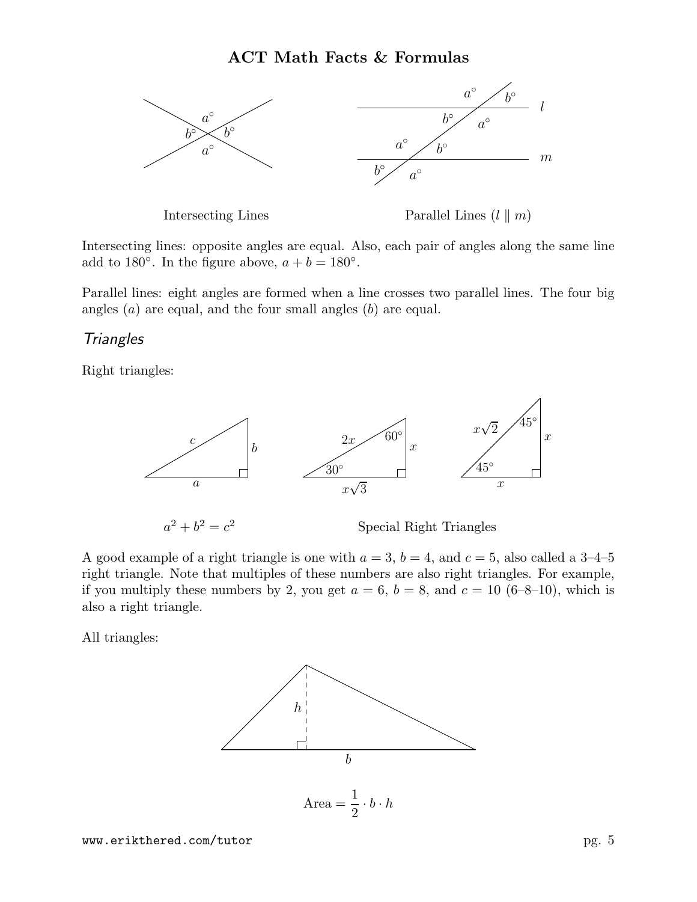# ACT Math Facts & Formulas

Intersecting Lines

Parallel Lines ($l \parallel m$)

Intersecting lines: opposite angles are equal. Also, each pair of angles along the same line add to 180°. In the figure above, $a + b = 180°$.

Parallel lines: eight angles are formed when a line crosses two parallel lines. The four big angles ($a$) are equal, and the four small angles ($b$) are equal.

## *Triangles*

Right triangles:

$$a^2 + b^2 = c^2$$

Special Right Triangles

A good example of a right triangle is one with $a = 3$, $b = 4$, and $c = 5$, also called a 3–4–5 right triangle. Note that multiples of these numbers are also right triangles. For example, if you multiply these numbers by 2, you get $a = 6$, $b = 8$, and $c = 10$ (6–8–10), which is also a right triangle.

All triangles:

$$\text{Area} = \frac{1}{2} \cdot b \cdot h$$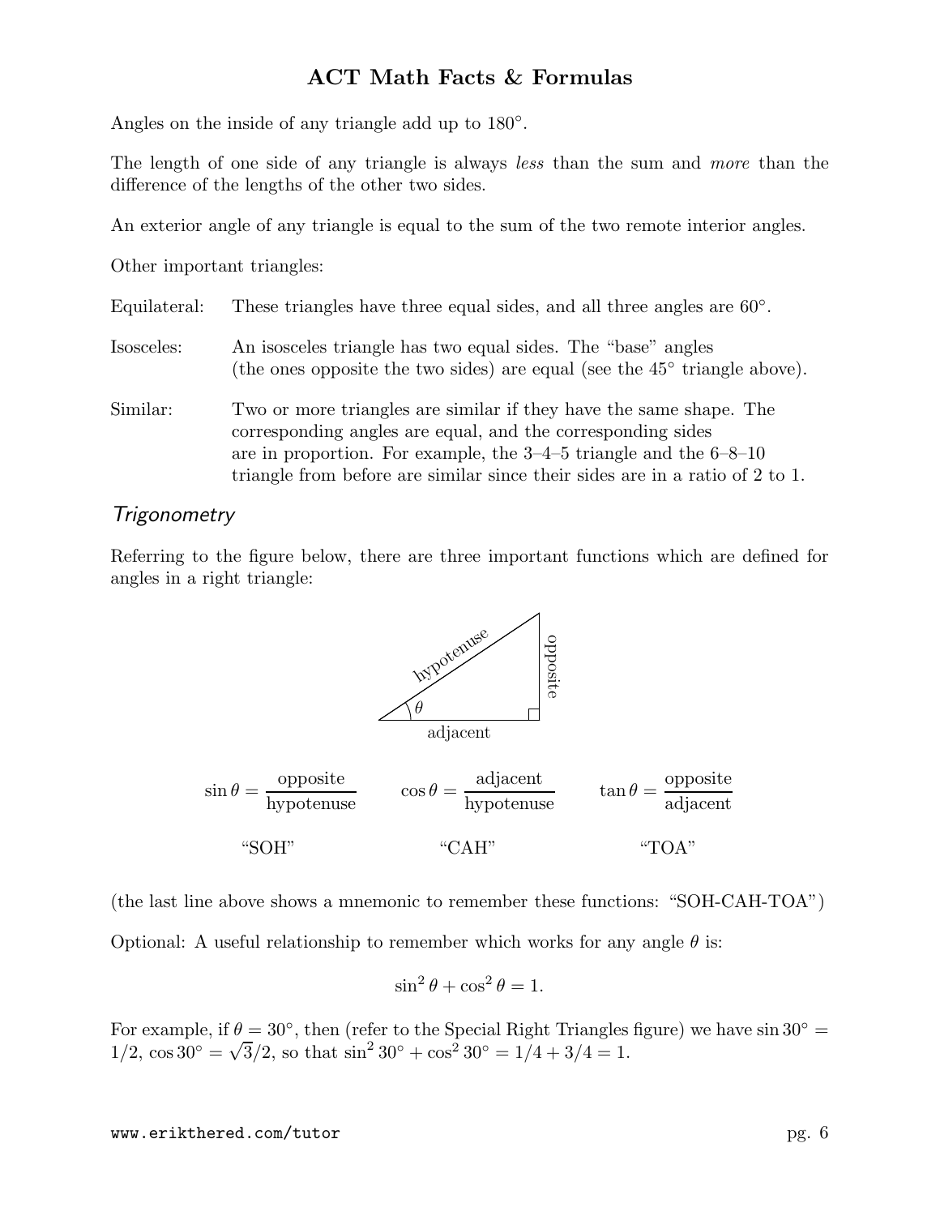Angles on the inside of any triangle add up to 180°.

The length of one side of any triangle is always *less* than the sum and *more* than the difference of the lengths of the other two sides.

An exterior angle of any triangle is equal to the sum of the two remote interior angles.

Other important triangles:

Equilateral: These triangles have three equal sides, and all three angles are 60°.

Isosceles: An isosceles triangle has two equal sides. The "base" angles (the ones opposite the two sides) are equal (see the 45° triangle above).

Similar: Two or more triangles are similar if they have the same shape. The corresponding angles are equal, and the corresponding sides are in proportion. For example, the 3–4–5 triangle and the 6–8–10 triangle from before are similar since their sides are in a ratio of 2 to 1.

## *Trigonometry*

Referring to the figure below, there are three important functions which are defined for angles in a right triangle:

$$\sin\theta = \frac{\text{opposite}}{\text{hypotenuse}} \qquad \cos\theta = \frac{\text{adjacent}}{\text{hypotenuse}} \qquad \tan\theta = \frac{\text{opposite}}{\text{adjacent}}$$

"SOH" "CAH" "TOA"

(the last line above shows a mnemonic to remember these functions: "SOH-CAH-TOA")

Optional: A useful relationship to remember which works for any angle $\theta$ is:

$$\sin^2\theta + \cos^2\theta = 1.$$

For example, if $\theta = 30°$, then (refer to the Special Right Triangles figure) we have $\sin 30° = 1/2$, $\cos 30° = \sqrt{3}/2$, so that $\sin^2 30° + \cos^2 30° = 1/4 + 3/4 = 1$.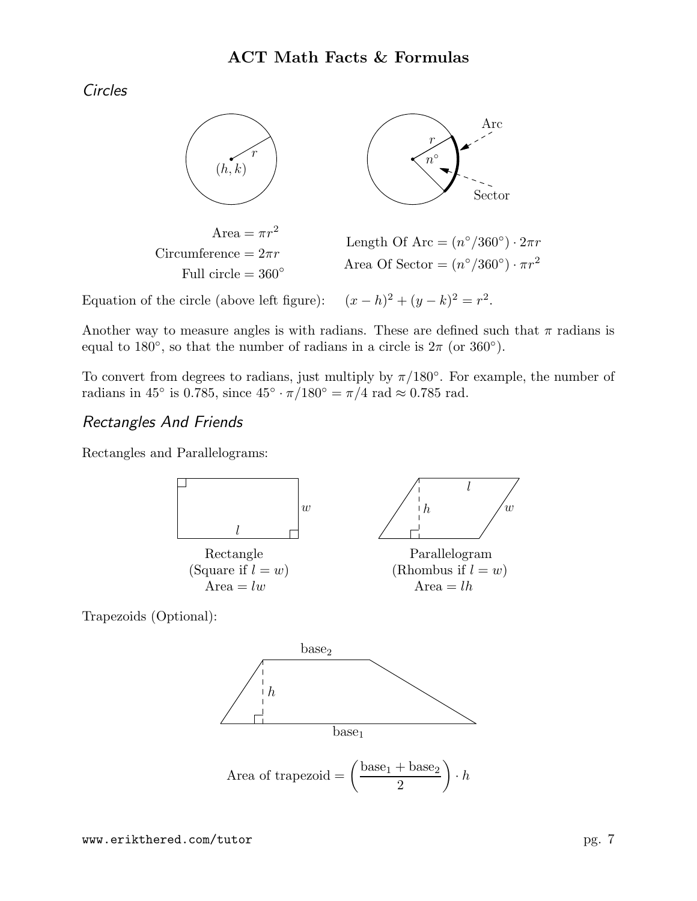## Circles

$$\text{Area} = \pi r^2$$
$$\text{Circumference} = 2\pi r$$
$$\text{Full circle} = 360^\circ$$

$$\text{Length Of Arc} = (n^\circ/360^\circ) \cdot 2\pi r$$
$$\text{Area Of Sector} = (n^\circ/360^\circ) \cdot \pi r^2$$

Equation of the circle (above left figure): $(x-h)^2 + (y-k)^2 = r^2$.

Another way to measure angles is with radians. These are defined such that $\pi$ radians is equal to $180^\circ$, so that the number of radians in a circle is $2\pi$ (or $360^\circ$).

To convert from degrees to radians, just multiply by $\pi/180^\circ$. For example, the number of radians in $45^\circ$ is 0.785, since $45^\circ \cdot \pi/180^\circ = \pi/4$ rad $\approx 0.785$ rad.

## Rectangles And Friends

Rectangles and Parallelograms:

Rectangle
(Square if $l = w$)
Area $= lw$

Parallelogram
(Rhombus if $l = w$)
Area $= lh$

Trapezoids (Optional):

$$\text{Area of trapezoid} = \left(\frac{\text{base}_1 + \text{base}_2}{2}\right) \cdot h$$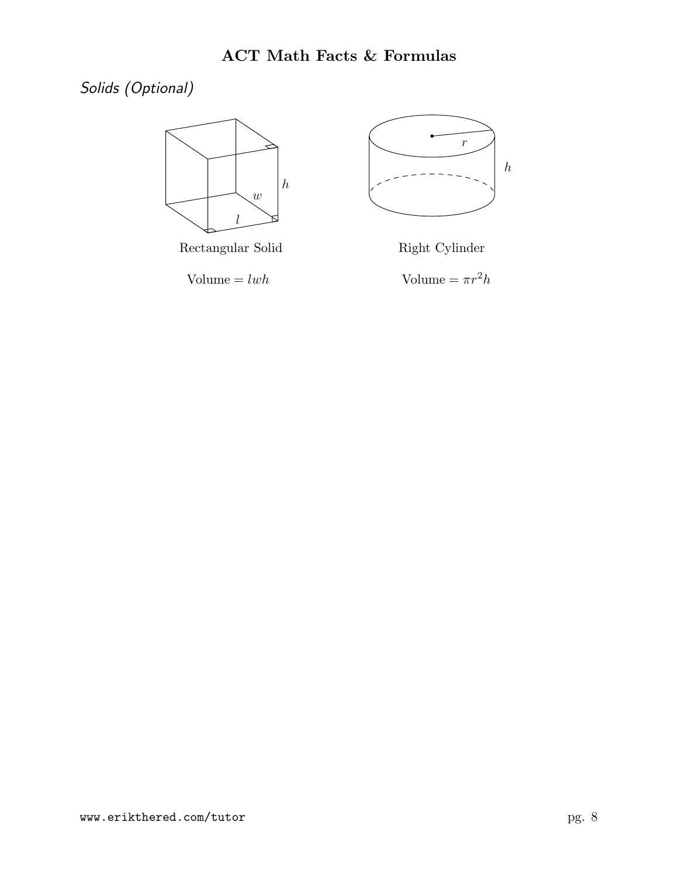## *Solids (Optional)*

Rectangular Solid

Volume $= lwh$

Right Cylinder

Volume $= \pi r^2 h$